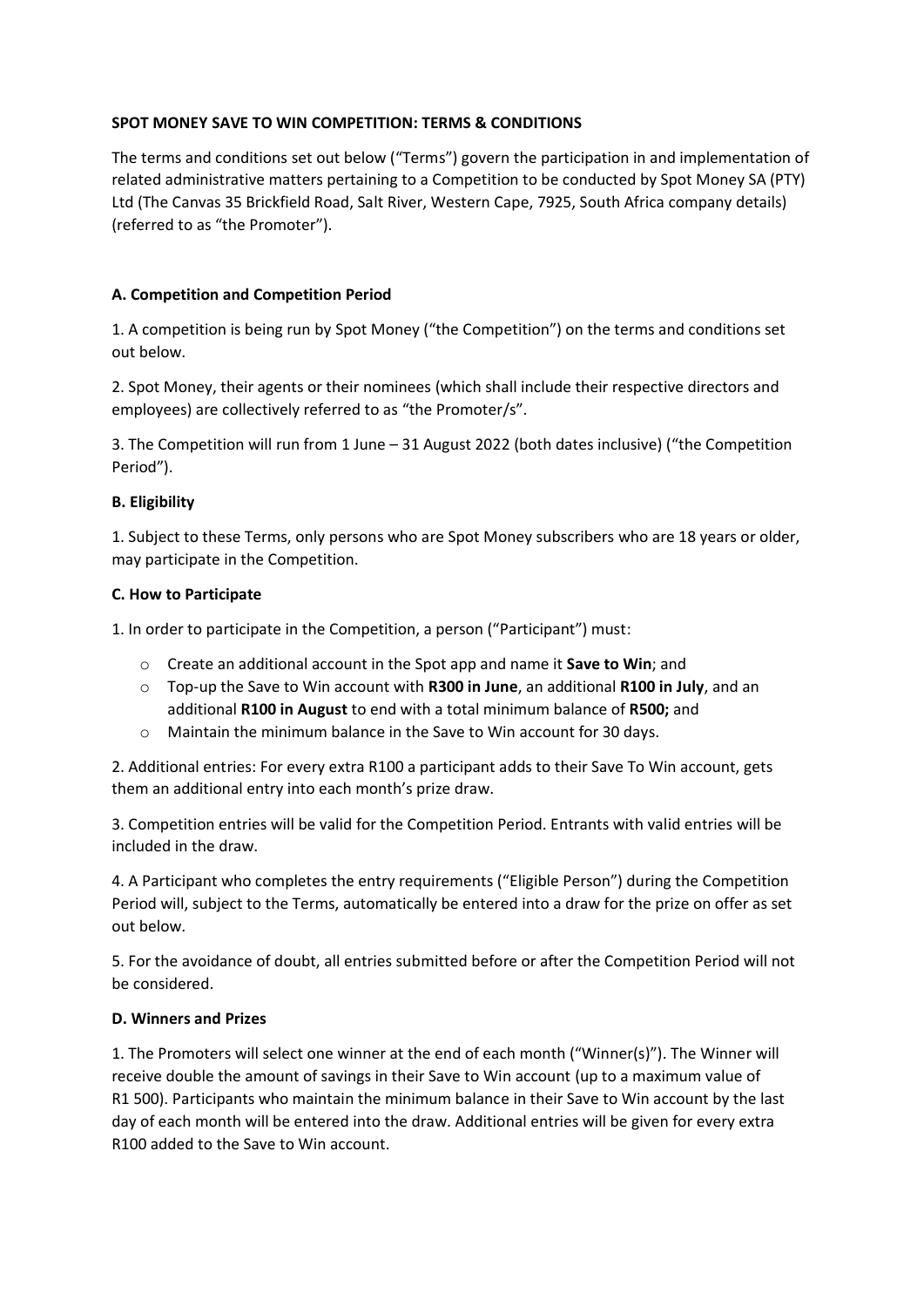**SPOT MONEY SAVE TO WIN COMPETITION: TERMS & CONDITIONS**

The terms and conditions set out below ("Terms") govern the participation in and implementation of related administrative matters pertaining to a Competition to be conducted by Spot Money SA (PTY) Ltd (The Canvas 35 Brickfield Road, Salt River, Western Cape, 7925, South Africa company details) (referred to as "the Promoter").

**A. Competition and Competition Period**

1. A competition is being run by Spot Money ("the Competition") on the terms and conditions set out below.

2. Spot Money, their agents or their nominees (which shall include their respective directors and employees) are collectively referred to as "the Promoter/s".

3. The Competition will run from 1 June – 31 August 2022 (both dates inclusive) ("the Competition Period").

**B. Eligibility**

1. Subject to these Terms, only persons who are Spot Money subscribers who are 18 years or older, may participate in the Competition.

**C. How to Participate**

1. In order to participate in the Competition, a person ("Participant") must:

- Create an additional account in the Spot app and name it **Save to Win**; and
- Top-up the Save to Win account with **R300 in June**, an additional **R100 in July**, and an additional **R100 in August** to end with a total minimum balance of **R500;** and
- Maintain the minimum balance in the Save to Win account for 30 days.

2. Additional entries: For every extra R100 a participant adds to their Save To Win account, gets them an additional entry into each month's prize draw.

3. Competition entries will be valid for the Competition Period. Entrants with valid entries will be included in the draw.

4. A Participant who completes the entry requirements ("Eligible Person") during the Competition Period will, subject to the Terms, automatically be entered into a draw for the prize on offer as set out below.

5. For the avoidance of doubt, all entries submitted before or after the Competition Period will not be considered.

**D. Winners and Prizes**

1. The Promoters will select one winner at the end of each month ("Winner(s)"). The Winner will receive double the amount of savings in their Save to Win account (up to a maximum value of R1 500). Participants who maintain the minimum balance in their Save to Win account by the last day of each month will be entered into the draw. Additional entries will be given for every extra R100 added to the Save to Win account.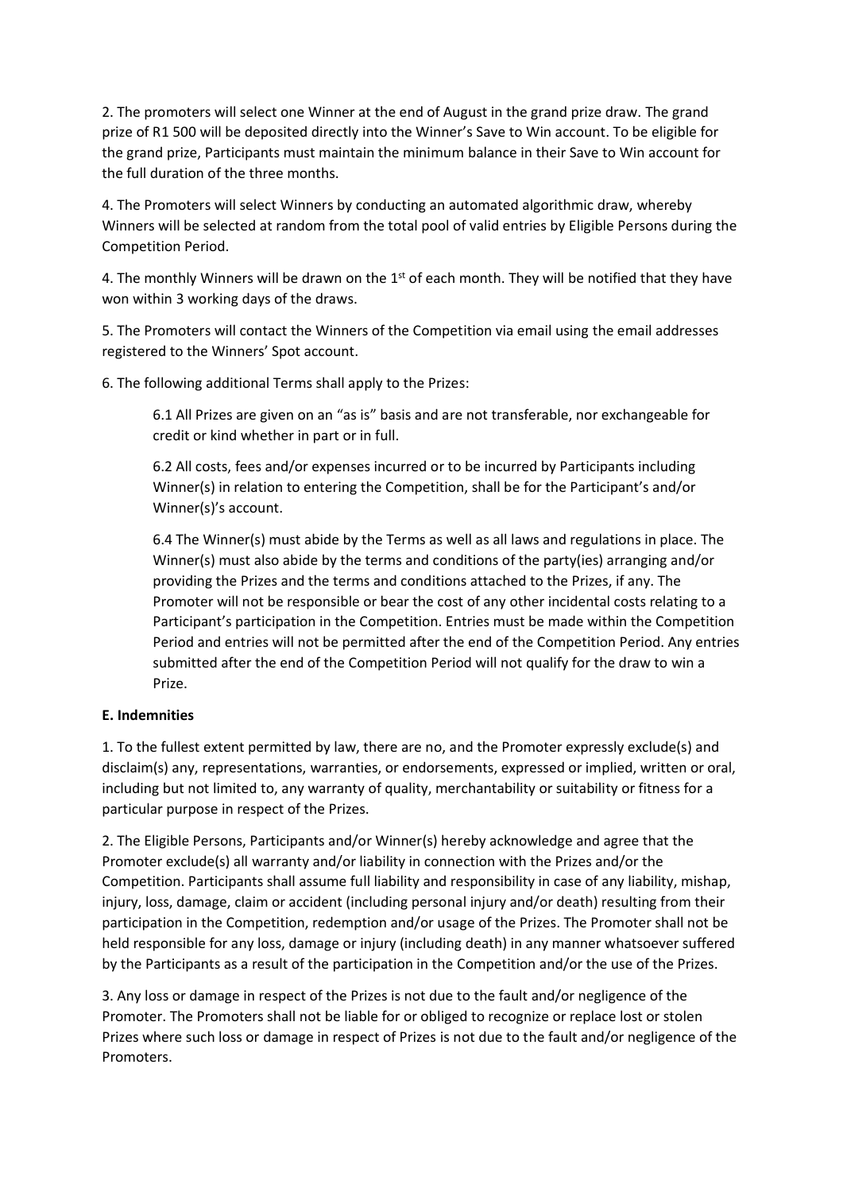2. The promoters will select one Winner at the end of August in the grand prize draw. The grand prize of R1 500 will be deposited directly into the Winner's Save to Win account. To be eligible for the grand prize, Participants must maintain the minimum balance in their Save to Win account for the full duration of the three months.

4. The Promoters will select Winners by conducting an automated algorithmic draw, whereby Winners will be selected at random from the total pool of valid entries by Eligible Persons during the Competition Period.

4. The monthly Winners will be drawn on the 1st of each month. They will be notified that they have won within 3 working days of the draws.

5. The Promoters will contact the Winners of the Competition via email using the email addresses registered to the Winners' Spot account.

6. The following additional Terms shall apply to the Prizes:

> 6.1 All Prizes are given on an "as is" basis and are not transferable, nor exchangeable for credit or kind whether in part or in full.
>
> 6.2 All costs, fees and/or expenses incurred or to be incurred by Participants including Winner(s) in relation to entering the Competition, shall be for the Participant's and/or Winner(s)'s account.
>
> 6.4 The Winner(s) must abide by the Terms as well as all laws and regulations in place. The Winner(s) must also abide by the terms and conditions of the party(ies) arranging and/or providing the Prizes and the terms and conditions attached to the Prizes, if any. The Promoter will not be responsible or bear the cost of any other incidental costs relating to a Participant's participation in the Competition. Entries must be made within the Competition Period and entries will not be permitted after the end of the Competition Period. Any entries submitted after the end of the Competition Period will not qualify for the draw to win a Prize.

**E. Indemnities**

1. To the fullest extent permitted by law, there are no, and the Promoter expressly exclude(s) and disclaim(s) any, representations, warranties, or endorsements, expressed or implied, written or oral, including but not limited to, any warranty of quality, merchantability or suitability or fitness for a particular purpose in respect of the Prizes.

2. The Eligible Persons, Participants and/or Winner(s) hereby acknowledge and agree that the Promoter exclude(s) all warranty and/or liability in connection with the Prizes and/or the Competition. Participants shall assume full liability and responsibility in case of any liability, mishap, injury, loss, damage, claim or accident (including personal injury and/or death) resulting from their participation in the Competition, redemption and/or usage of the Prizes. The Promoter shall not be held responsible for any loss, damage or injury (including death) in any manner whatsoever suffered by the Participants as a result of the participation in the Competition and/or the use of the Prizes.

3. Any loss or damage in respect of the Prizes is not due to the fault and/or negligence of the Promoter. The Promoters shall not be liable for or obliged to recognize or replace lost or stolen Prizes where such loss or damage in respect of Prizes is not due to the fault and/or negligence of the Promoters.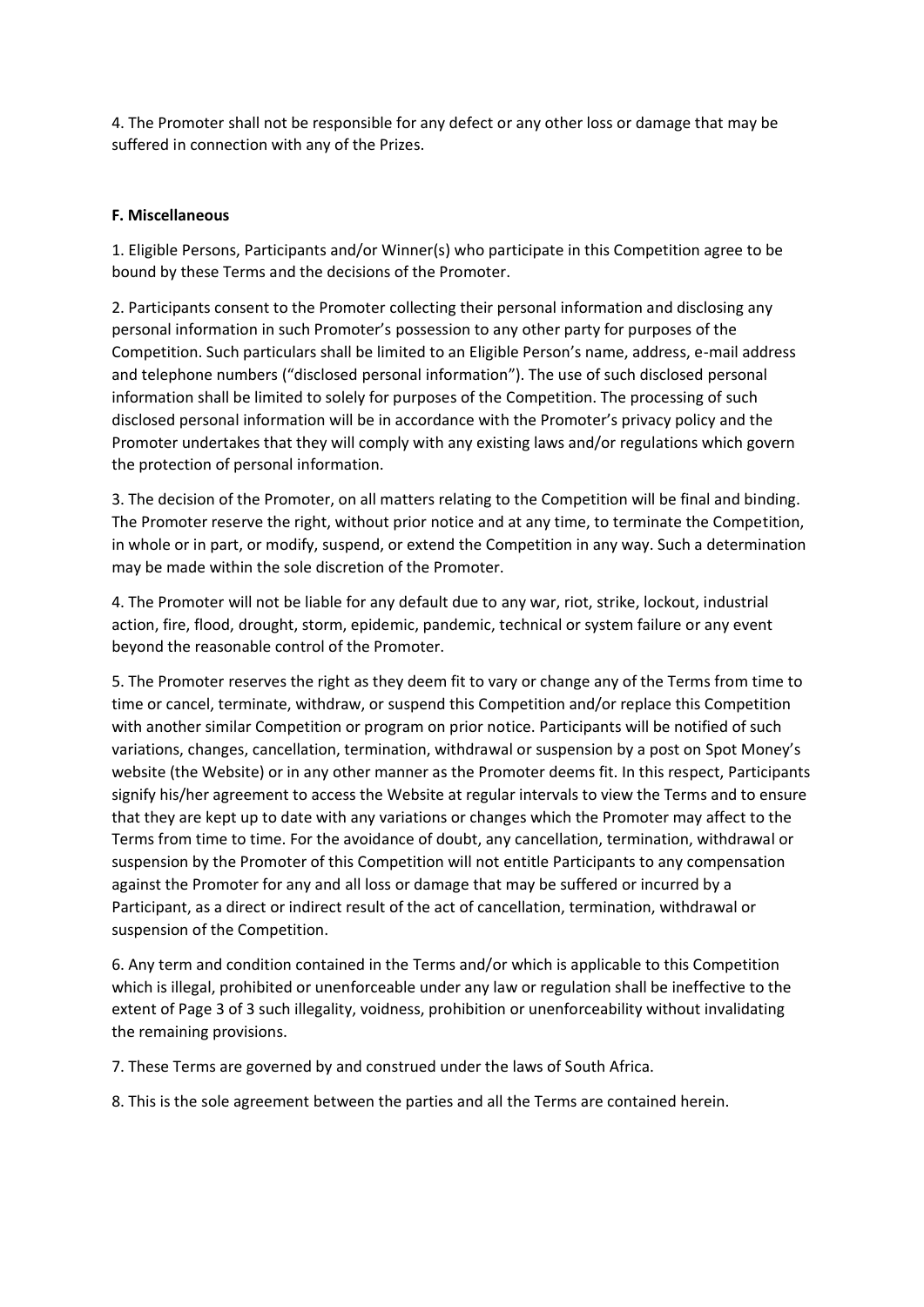4. The Promoter shall not be responsible for any defect or any other loss or damage that may be suffered in connection with any of the Prizes.

**F. Miscellaneous**

1. Eligible Persons, Participants and/or Winner(s) who participate in this Competition agree to be bound by these Terms and the decisions of the Promoter.

2. Participants consent to the Promoter collecting their personal information and disclosing any personal information in such Promoter's possession to any other party for purposes of the Competition. Such particulars shall be limited to an Eligible Person's name, address, e-mail address and telephone numbers ("disclosed personal information"). The use of such disclosed personal information shall be limited to solely for purposes of the Competition. The processing of such disclosed personal information will be in accordance with the Promoter's privacy policy and the Promoter undertakes that they will comply with any existing laws and/or regulations which govern the protection of personal information.

3. The decision of the Promoter, on all matters relating to the Competition will be final and binding. The Promoter reserve the right, without prior notice and at any time, to terminate the Competition, in whole or in part, or modify, suspend, or extend the Competition in any way. Such a determination may be made within the sole discretion of the Promoter.

4. The Promoter will not be liable for any default due to any war, riot, strike, lockout, industrial action, fire, flood, drought, storm, epidemic, pandemic, technical or system failure or any event beyond the reasonable control of the Promoter.

5. The Promoter reserves the right as they deem fit to vary or change any of the Terms from time to time or cancel, terminate, withdraw, or suspend this Competition and/or replace this Competition with another similar Competition or program on prior notice. Participants will be notified of such variations, changes, cancellation, termination, withdrawal or suspension by a post on Spot Money's website (the Website) or in any other manner as the Promoter deems fit. In this respect, Participants signify his/her agreement to access the Website at regular intervals to view the Terms and to ensure that they are kept up to date with any variations or changes which the Promoter may affect to the Terms from time to time. For the avoidance of doubt, any cancellation, termination, withdrawal or suspension by the Promoter of this Competition will not entitle Participants to any compensation against the Promoter for any and all loss or damage that may be suffered or incurred by a Participant, as a direct or indirect result of the act of cancellation, termination, withdrawal or suspension of the Competition.

6. Any term and condition contained in the Terms and/or which is applicable to this Competition which is illegal, prohibited or unenforceable under any law or regulation shall be ineffective to the extent of Page 3 of 3 such illegality, voidness, prohibition or unenforceability without invalidating the remaining provisions.

7. These Terms are governed by and construed under the laws of South Africa.

8. This is the sole agreement between the parties and all the Terms are contained herein.